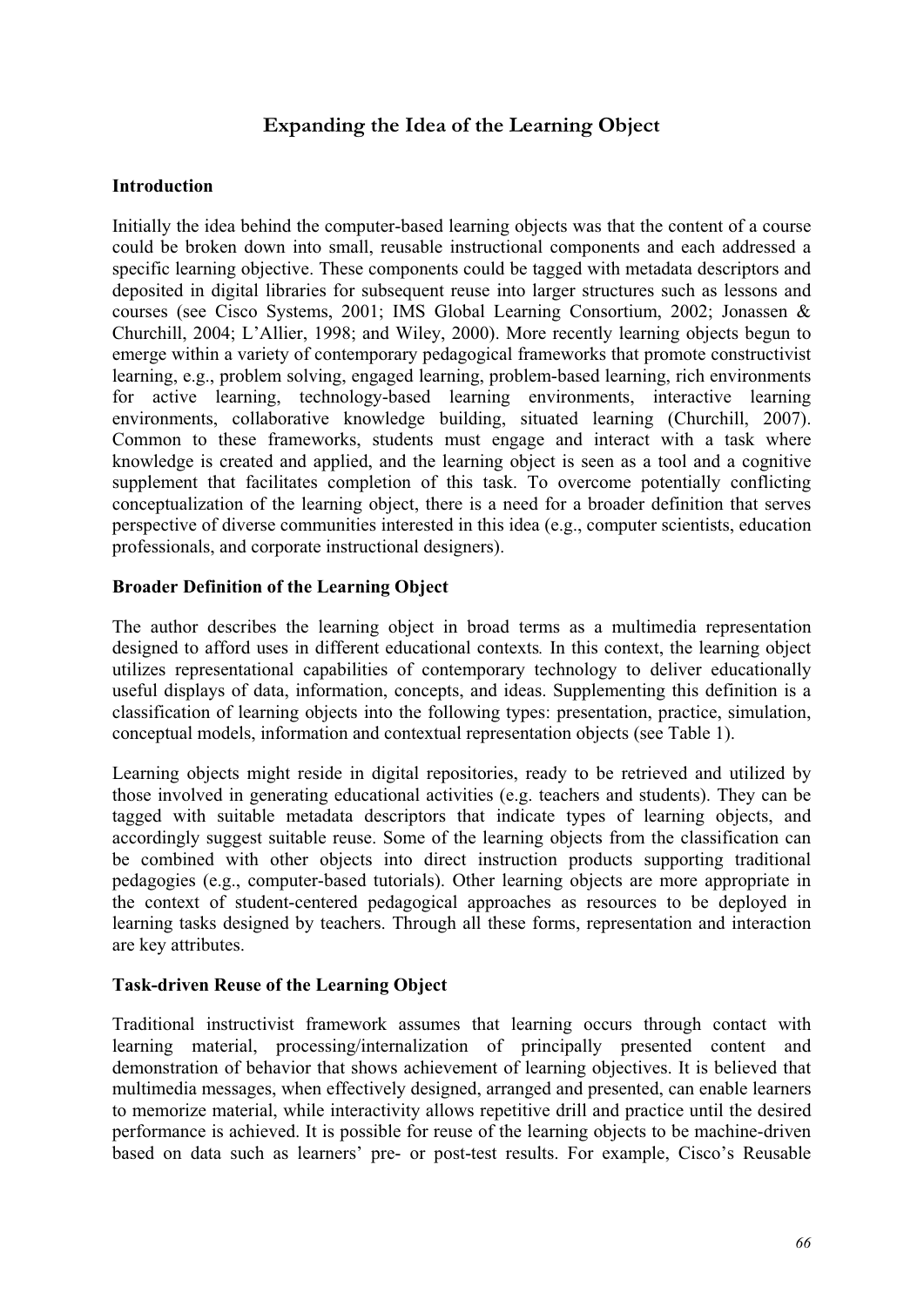# Expanding the Idea of the Learning Object

## Introduction

Initially the idea behind the computer-based learning objects was that the content of a course could be broken down into small, reusable instructional components and each addressed a specific learning objective. These components could be tagged with metadata descriptors and deposited in digital libraries for subsequent reuse into larger structures such as lessons and courses (see Cisco Systems, 2001; IMS Global Learning Consortium, 2002; Jonassen & Churchill, 2004; L'Allier, 1998; and Wiley, 2000). More recently learning objects begun to emerge within a variety of contemporary pedagogical frameworks that promote constructivist learning, e.g., problem solving, engaged learning, problem-based learning, rich environments for active learning, technology-based learning environments, interactive learning environments, collaborative knowledge building, situated learning (Churchill, 2007). Common to these frameworks, students must engage and interact with a task where knowledge is created and applied, and the learning object is seen as a tool and a cognitive supplement that facilitates completion of this task. To overcome potentially conflicting conceptualization of the learning object, there is a need for a broader definition that serves perspective of diverse communities interested in this idea (e.g., computer scientists, education professionals, and corporate instructional designers).

## Broader Definition of the Learning Object

The author describes the learning object in broad terms as a multimedia representation designed to afford uses in different educational contexts*.* In this context, the learning object utilizes representational capabilities of contemporary technology to deliver educationally useful displays of data, information, concepts, and ideas. Supplementing this definition is a classification of learning objects into the following types: presentation, practice, simulation, conceptual models, information and contextual representation objects (see Table 1).

Learning objects might reside in digital repositories, ready to be retrieved and utilized by those involved in generating educational activities (e.g. teachers and students). They can be tagged with suitable metadata descriptors that indicate types of learning objects, and accordingly suggest suitable reuse. Some of the learning objects from the classification can be combined with other objects into direct instruction products supporting traditional pedagogies (e.g., computer-based tutorials). Other learning objects are more appropriate in the context of student-centered pedagogical approaches as resources to be deployed in learning tasks designed by teachers. Through all these forms, representation and interaction are key attributes.

## Task-driven Reuse of the Learning Object

Traditional instructivist framework assumes that learning occurs through contact with learning material, processing/internalization of principally presented content and demonstration of behavior that shows achievement of learning objectives. It is believed that multimedia messages, when effectively designed, arranged and presented, can enable learners to memorize material, while interactivity allows repetitive drill and practice until the desired performance is achieved. It is possible for reuse of the learning objects to be machine-driven based on data such as learners' pre- or post-test results. For example, Cisco's Reusable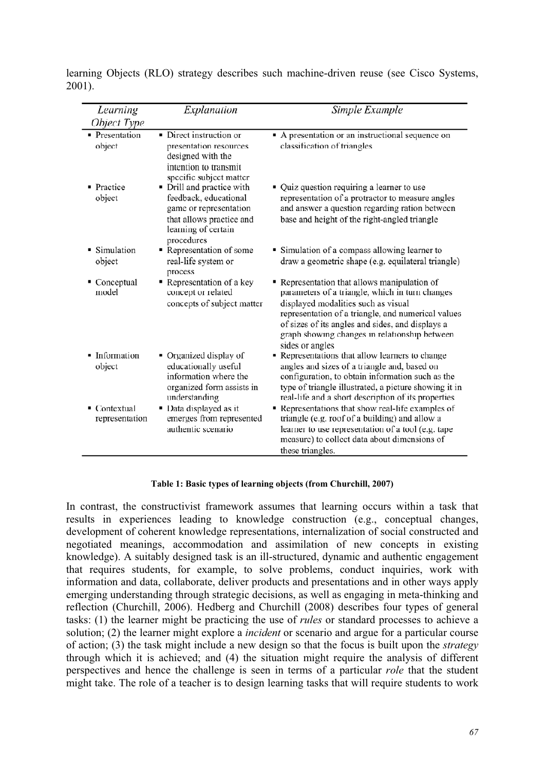learning Objects (RLO) strategy describes such machine-driven reuse (see Cisco Systems, 2001).

| *Learning Object Type* | *Explanation* | *Simple Example* |
|---|---|---|
| ▪ Presentation object | ▪ Direct instruction or presentation resources designed with the intention to transmit specific subject matter | ▪ A presentation or an instructional sequence on classification of triangles |
| ▪ Practice object | ▪ Drill and practice with feedback, educational game or representation that allows practice and learning of certain procedures | ▪ Quiz question requiring a learner to use representation of a protractor to measure angles and answer a question regarding ration between base and height of the right-angled triangle |
| ▪ Simulation object | ▪ Representation of some real-life system or process | ▪ Simulation of a compass allowing learner to draw a geometric shape (e.g. equilateral triangle) |
| ▪ Conceptual model | ▪ Representation of a key concept or related concepts of subject matter | ▪ Representation that allows manipulation of parameters of a triangle, which in turn changes displayed modalities such as visual representation of a triangle, and numerical values of sizes of its angles and sides, and displays a graph showing changes in relationship between sides or angles |
| ▪ Information object | ▪ Organized display of educationally useful information where the organized form assists in understanding | ▪ Representations that allow learners to change angles and sizes of a triangle and, based on configuration, to obtain information such as the type of triangle illustrated, a picture showing it in real-life and a short description of its properties |
| ▪ Contextual representation | ▪ Data displayed as it emerges from represented authentic scenario | ▪ Representations that show real-life examples of triangle (e.g. roof of a building) and allow a learner to use representation of a tool (e.g. tape measure) to collect data about dimensions of these triangles. |

**Table 1: Basic types of learning objects (from Churchill, 2007)**

In contrast, the constructivist framework assumes that learning occurs within a task that results in experiences leading to knowledge construction (e.g., conceptual changes, development of coherent knowledge representations, internalization of social constructed and negotiated meanings, accommodation and assimilation of new concepts in existing knowledge). A suitably designed task is an ill-structured, dynamic and authentic engagement that requires students, for example, to solve problems, conduct inquiries, work with information and data, collaborate, deliver products and presentations and in other ways apply emerging understanding through strategic decisions, as well as engaging in meta-thinking and reflection (Churchill, 2006). Hedberg and Churchill (2008) describes four types of general tasks: (1) the learner might be practicing the use of *rules* or standard processes to achieve a solution; (2) the learner might explore a *incident* or scenario and argue for a particular course of action; (3) the task might include a new design so that the focus is built upon the *strategy* through which it is achieved; and (4) the situation might require the analysis of different perspectives and hence the challenge is seen in terms of a particular *role* that the student might take. The role of a teacher is to design learning tasks that will require students to work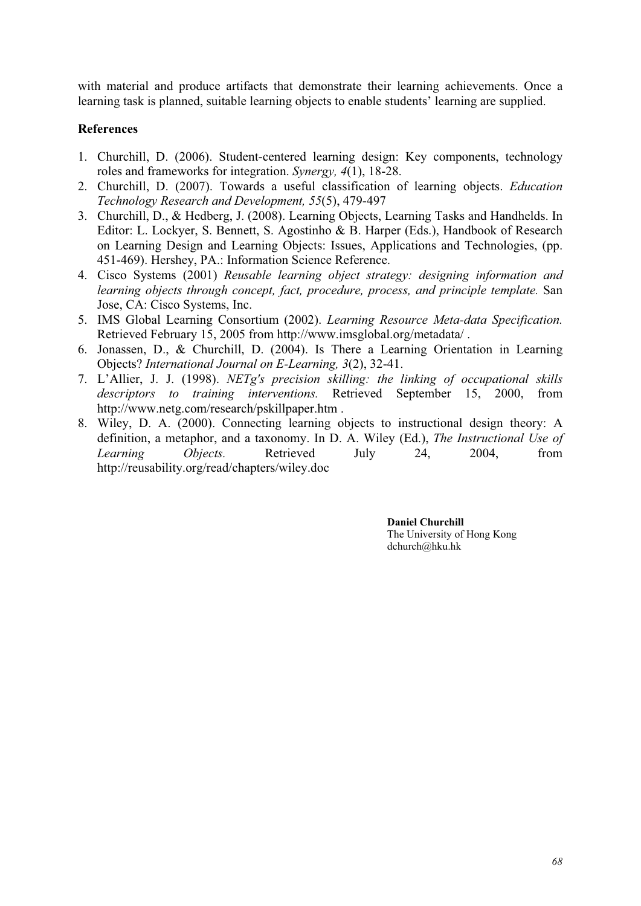with material and produce artifacts that demonstrate their learning achievements. Once a learning task is planned, suitable learning objects to enable students' learning are supplied.

**References**

1. Churchill, D. (2006). Student-centered learning design: Key components, technology roles and frameworks for integration. *Synergy, 4*(1), 18-28.
2. Churchill, D. (2007). Towards a useful classification of learning objects. *Education Technology Research and Development, 55*(5), 479-497
3. Churchill, D., & Hedberg, J. (2008). Learning Objects, Learning Tasks and Handhelds. In Editor: L. Lockyer, S. Bennett, S. Agostinho & B. Harper (Eds.), Handbook of Research on Learning Design and Learning Objects: Issues, Applications and Technologies, (pp. 451-469). Hershey, PA.: Information Science Reference.
4. Cisco Systems (2001) *Reusable learning object strategy: designing information and learning objects through concept, fact, procedure, process, and principle template.* San Jose, CA: Cisco Systems, Inc.
5. IMS Global Learning Consortium (2002). *Learning Resource Meta-data Specification.* Retrieved February 15, 2005 from http://www.imsglobal.org/metadata/ .
6. Jonassen, D., & Churchill, D. (2004). Is There a Learning Orientation in Learning Objects? *International Journal on E-Learning, 3*(2), 32-41.
7. L'Allier, J. J. (1998). *NETg's precision skilling: the linking of occupational skills descriptors to training interventions.* Retrieved September 15, 2000, from http://www.netg.com/research/pskillpaper.htm .
8. Wiley, D. A. (2000). Connecting learning objects to instructional design theory: A definition, a metaphor, and a taxonomy. In D. A. Wiley (Ed.), *The Instructional Use of Learning Objects.* Retrieved July 24, 2004, from http://reusability.org/read/chapters/wiley.doc

**Daniel Churchill**
The University of Hong Kong
dchurch@hku.hk